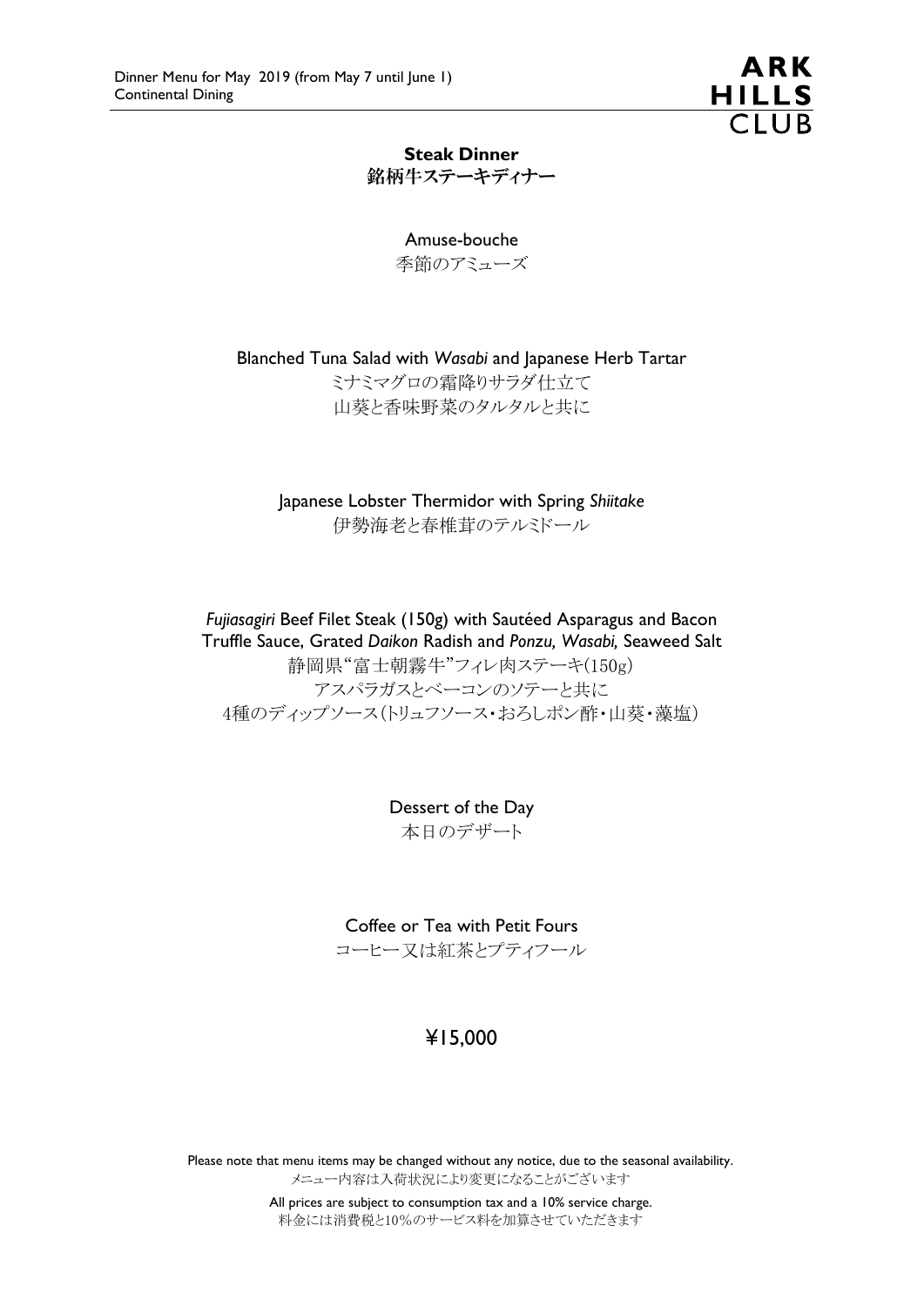Dinner Menu for May 2019 (from May 7 until June 1)
Continental Dining

ARK HILLS CLUB

## Steak Dinner
## 銘柄牛ステーキディナー

Amuse-bouche
季節のアミューズ

Blanched Tuna Salad with *Wasabi* and Japanese Herb Tartar
ミナミマグロの霜降りサラダ仕立て
山葵と香味野菜のタルタルと共に

Japanese Lobster Thermidor with Spring *Shiitake*
伊勢海老と春椎茸のテルミドール

*Fujiasagiri* Beef Filet Steak (150g) with Sautéed Asparagus and Bacon
Truffle Sauce, Grated *Daikon* Radish and *Ponzu, Wasabi,* Seaweed Salt
静岡県"富士朝霧牛"フィレ肉ステーキ(150g)
アスパラガスとベーコンのソテーと共に
4種のディップソース(トリュフソース・おろしポン酢・山葵・藻塩)

Dessert of the Day
本日のデザート

Coffee or Tea with Petit Fours
コーヒー又は紅茶とプティフール

**¥15,000**

Please note that menu items may be changed without any notice, due to the seasonal availability.
メニュー内容は入荷状況により変更になることがございます

All prices are subject to consumption tax and a 10% service charge.
料金には消費税と10%のサービス料を加算させていただきます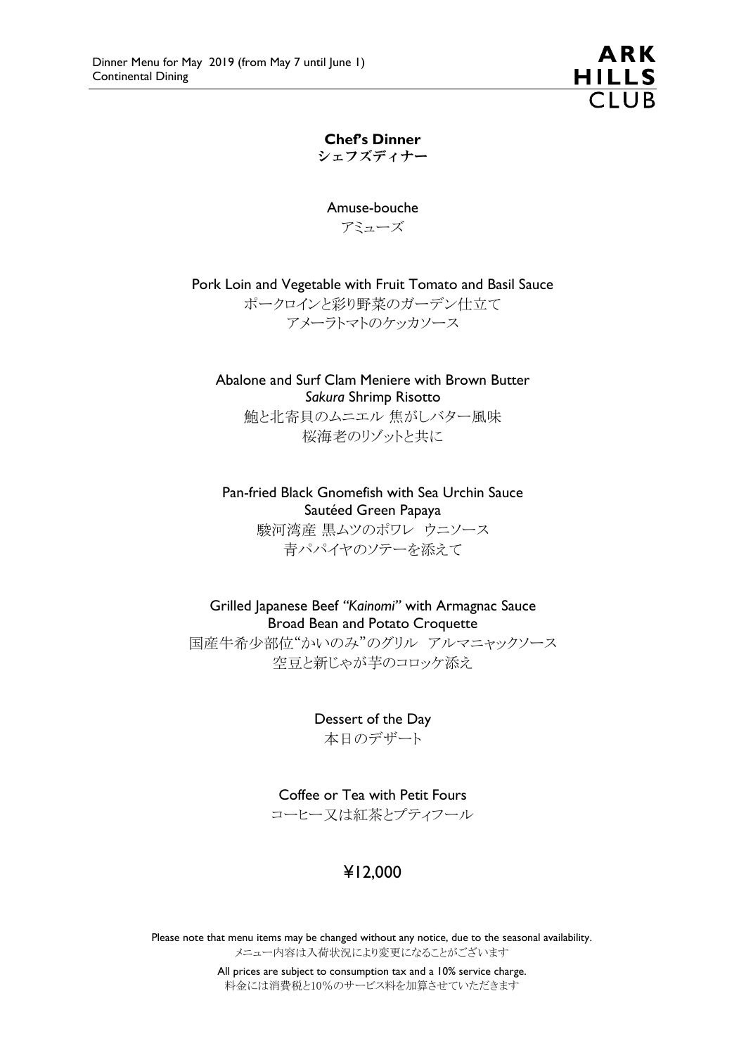## **Chef's Dinner**
**シェフズディナー**

Amuse-bouche
アミューズ

Pork Loin and Vegetable with Fruit Tomato and Basil Sauce
ポークロインと彩り野菜のガーデン仕立て
アメーラトマトのケッカソース

Abalone and Surf Clam Meniere with Brown Butter
*Sakura* Shrimp Risotto
鮑と北寄貝のムニエル 焦がしバター風味
桜海老のリゾットと共に

Pan-fried Black Gnomefish with Sea Urchin Sauce
Sautéed Green Papaya
駿河湾産 黒ムツのポワレ　ウニソース
青パパイヤのソテーを添えて

Grilled Japanese Beef *"Kainomi"* with Armagnac Sauce
Broad Bean and Potato Croquette
国産牛希少部位"かいのみ"のグリル　アルマニャックソース
空豆と新じゃが芋のコロッケ添え

Dessert of the Day
本日のデザート

Coffee or Tea with Petit Fours
コーヒー又は紅茶とプティフール

¥12,000

Please note that menu items may be changed without any notice, due to the seasonal availability.
メニュー内容は入荷状況により変更になることがございます

All prices are subject to consumption tax and a 10% service charge.
料金には消費税と10%のサービス料を加算させていただきます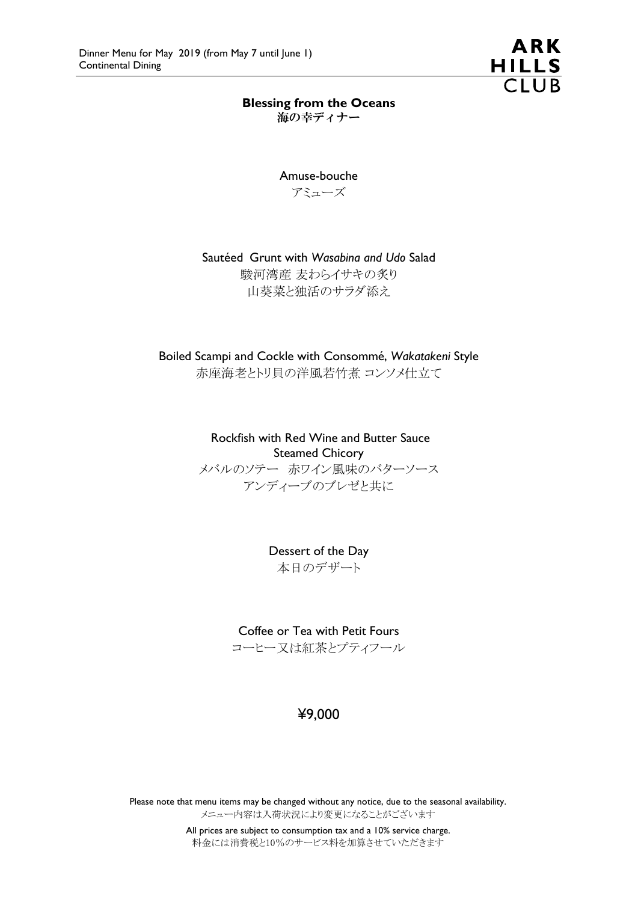Dinner Menu for May 2019 (from May 7 until June 1)
Continental Dining

ARK HILLS CLUB

## Blessing from the Oceans
## 海の幸ディナー

Amuse-bouche
アミューズ

Sautéed Grunt with *Wasabina and Udo* Salad
駿河湾産 麦わらイサキの炙り
山葵菜と独活のサラダ添え

Boiled Scampi and Cockle with Consommé, *Wakatakeni* Style
赤座海老とトリ貝の洋風若竹煮 コンソメ仕立て

Rockfish with Red Wine and Butter Sauce
Steamed Chicory
メバルのソテー　赤ワイン風味のバターソース
アンディーブのブレゼと共に

Dessert of the Day
本日のデザート

Coffee or Tea with Petit Fours
コーヒー又は紅茶とプティフール

**¥9,000**

Please note that menu items may be changed without any notice, due to the seasonal availability.
メニュー内容は入荷状況により変更になることがございます

All prices are subject to consumption tax and a 10% service charge.
料金には消費税と10%のサービス料を加算させていただきます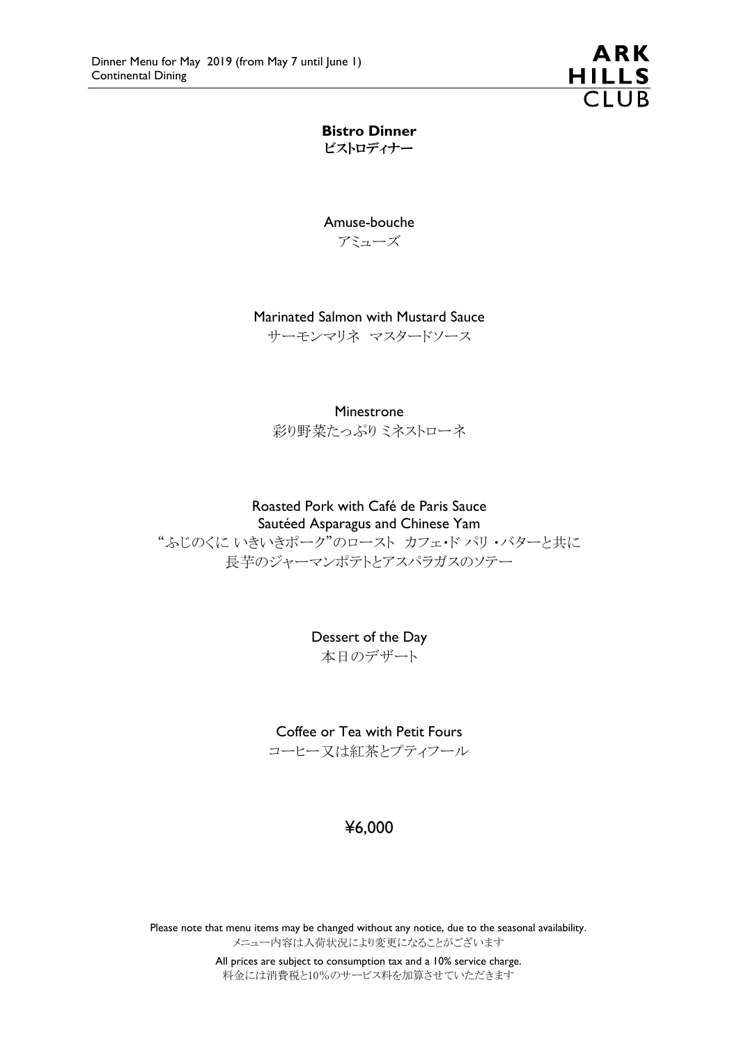Dinner Menu for May 2019 (from May 7 until June 1)
Continental Dining

ARK HILLS CLUB

# Bistro Dinner
# ビストロディナー

Amuse-bouche
アミューズ

Marinated Salmon with Mustard Sauce
サーモンマリネ　マスタードソース

Minestrone
彩り野菜たっぷりミネストローネ

Roasted Pork with Café de Paris Sauce
Sautéed Asparagus and Chinese Yam
"ふじのくに いきいきポーク"のロースト　カフェ・ド パリ・バターと共に
長芋のジャーマンポテトとアスパラガスのソテー

Dessert of the Day
本日のデザート

Coffee or Tea with Petit Fours
コーヒー又は紅茶とプティフール

¥6,000

Please note that menu items may be changed without any notice, due to the seasonal availability.
メニュー内容は入荷状況により変更になることがございます

All prices are subject to consumption tax and a 10% service charge.
料金には消費税と10%のサービス料を加算させていただきます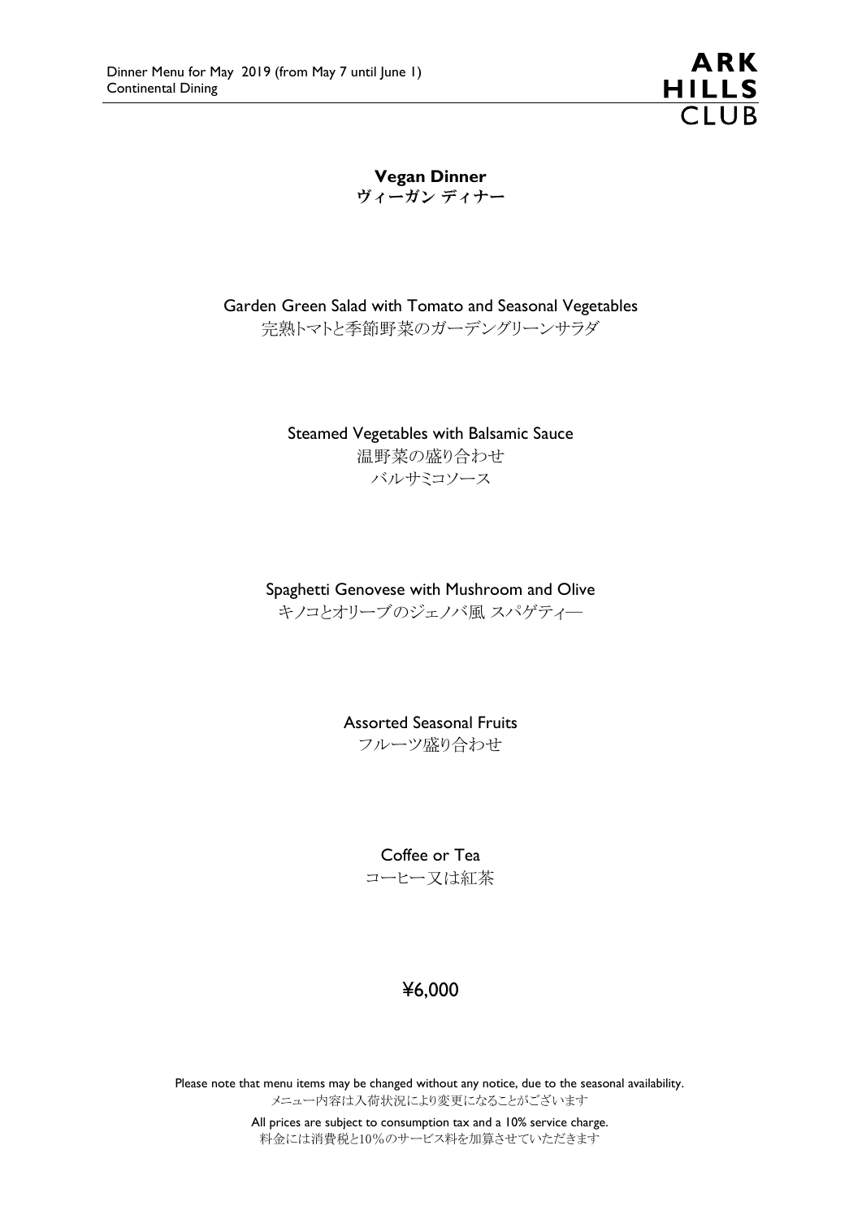**Vegan Dinner**
**ヴィーガン ディナー**

Garden Green Salad with Tomato and Seasonal Vegetables
完熟トマトと季節野菜のガーデングリーンサラダ

Steamed Vegetables with Balsamic Sauce
温野菜の盛り合わせ
バルサミコソース

Spaghetti Genovese with Mushroom and Olive
キノコとオリーブのジェノバ風 スパゲティー

Assorted Seasonal Fruits
フルーツ盛り合わせ

Coffee or Tea
コーヒー又は紅茶

¥6,000

Please note that menu items may be changed without any notice, due to the seasonal availability.
メニュー内容は入荷状況により変更になることがございます

All prices are subject to consumption tax and a 10% service charge.
料金には消費税と10%のサービス料を加算させていただきます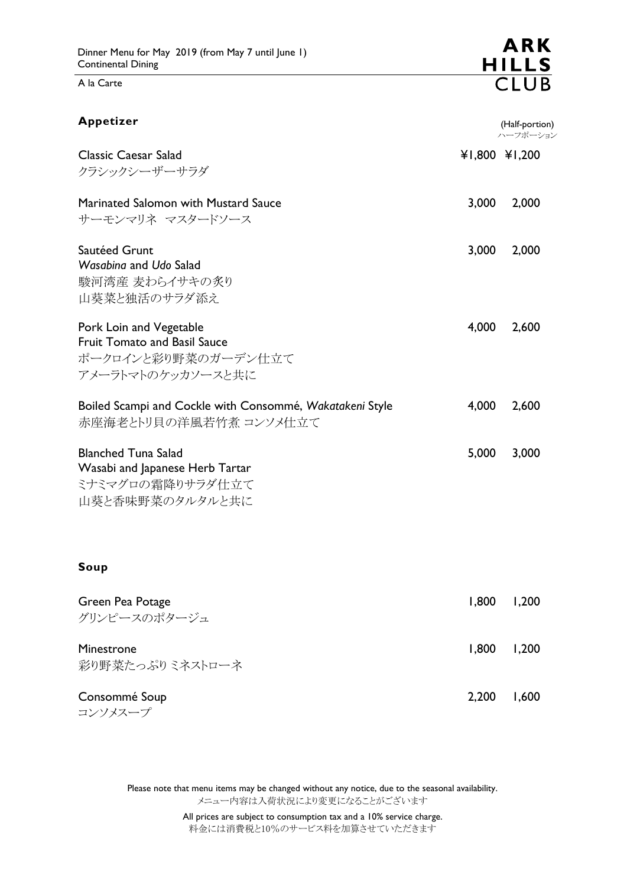Dinner Menu for May 2019 (from May 7 until June 1)
Continental Dining

A la Carte

**ARK HILLS CLUB**

## Appetizer

| | | (Half-portion) ハーフポーション |
|---|---|---|
| Classic Caesar Salad<br>クラシックシーザーサラダ | ¥1,800 | ¥1,200 |
| Marinated Salomon with Mustard Sauce<br>サーモンマリネ　マスタードソース | 3,000 | 2,000 |
| Sautéed Grunt<br>*Wasabina* and *Udo* Salad<br>駿河湾産 麦わらイサキの炙り<br>山葵菜と独活のサラダ添え | 3,000 | 2,000 |
| Pork Loin and Vegetable<br>Fruit Tomato and Basil Sauce<br>ポークロインと彩り野菜のガーデン仕立て<br>アメーラトマトのケッカソースと共に | 4,000 | 2,600 |
| Boiled Scampi and Cockle with Consommé, *Wakatakeni* Style<br>赤座海老とトリ貝の洋風若竹煮 コンソメ仕立て | 4,000 | 2,600 |
| Blanched Tuna Salad<br>Wasabi and Japanese Herb Tartar<br>ミナミマグロの霜降りサラダ仕立て<br>山葵と香味野菜のタルタルと共に | 5,000 | 3,000 |

## Soup

| | | |
|---|---|---|
| Green Pea Potage<br>グリンピースのポタージュ | 1,800 | 1,200 |
| Minestrone<br>彩り野菜たっぷり ミネストローネ | 1,800 | 1,200 |
| Consommé Soup<br>コンソメスープ | 2,200 | 1,600 |

Please note that menu items may be changed without any notice, due to the seasonal availability.
メニュー内容は入荷状況により変更になることがございます

All prices are subject to consumption tax and a 10% service charge.
料金には消費税と10%のサービス料を加算させていただきます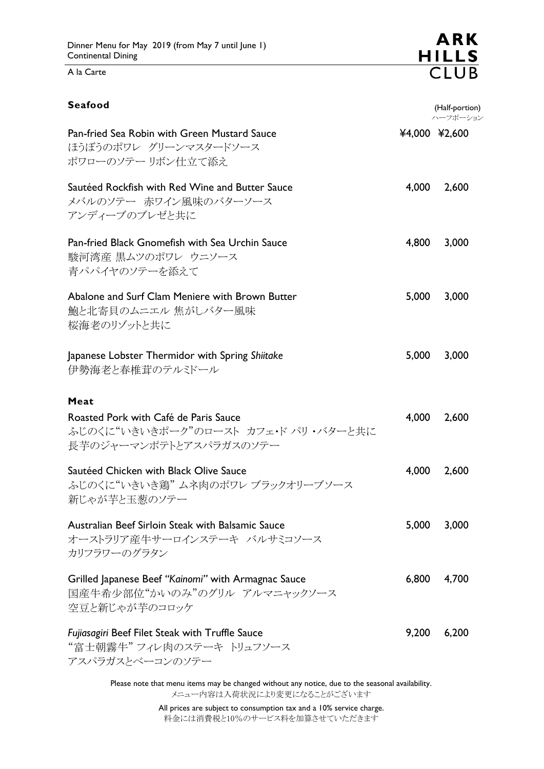Dinner Menu for May 2019 (from May 7 until June 1)
Continental Dining

A la Carte

ARK HILLS CLUB

| | | |
|---|---|---|
| **Seafood** | | (Half-portion)<br>ハーフポーション |
| Pan-fried Sea Robin with Green Mustard Sauce<br>ほうぼうのポワレ　グリーンマスタードソース<br>ポワローのソテー リボン仕立て添え | ¥4,000 | ¥2,600 |
| Sautéed Rockfish with Red Wine and Butter Sauce<br>メバルのソテー　赤ワイン風味のバターソース<br>アンディーブのブレゼと共に | 4,000 | 2,600 |
| Pan-fried Black Gnomefish with Sea Urchin Sauce<br>駿河湾産 黒ムツのポワレ　ウニソース<br>青パパイヤのソテーを添えて | 4,800 | 3,000 |
| Abalone and Surf Clam Meniere with Brown Butter<br>鮑と北寄貝のムニエル 焦がしバター風味<br>桜海老のリゾットと共に | 5,000 | 3,000 |
| Japanese Lobster Thermidor with Spring *Shiitake*<br>伊勢海老と春椎茸のテルミドール | 5,000 | 3,000 |
| **Meat** | | |
| Roasted Pork with Café de Paris Sauce<br>ふじのくに"いきいきポーク"のロースト　カフェ･ド パリ・バターと共に<br>長芋のジャーマンポテトとアスパラガスのソテー | 4,000 | 2,600 |
| Sautéed Chicken with Black Olive Sauce<br>ふじのくに"いきいき鶏" ムネ肉のポワレ ブラックオリーブソース<br>新じゃが芋と玉葱のソテー | 4,000 | 2,600 |
| Australian Beef Sirloin Steak with Balsamic Sauce<br>オーストラリア産牛サーロインステーキ　バルサミコソース<br>カリフラワーのグラタン | 5,000 | 3,000 |
| Grilled Japanese Beef *"Kainomi"* with Armagnac Sauce<br>国産牛希少部位"かいのみ"のグリル　アルマニャックソース<br>空豆と新じゃが芋のコロッケ | 6,800 | 4,700 |
| *Fujiasagiri* Beef Filet Steak with Truffle Sauce<br>"富士朝霧牛" フィレ肉のステーキ　トリュフソース<br>アスパラガスとベーコンのソテー | 9,200 | 6,200 |

Please note that menu items may be changed without any notice, due to the seasonal availability.
メニュー内容は入荷状況により変更になることがございます

All prices are subject to consumption tax and a 10% service charge.
料金には消費税と10%のサービス料を加算させていただきます